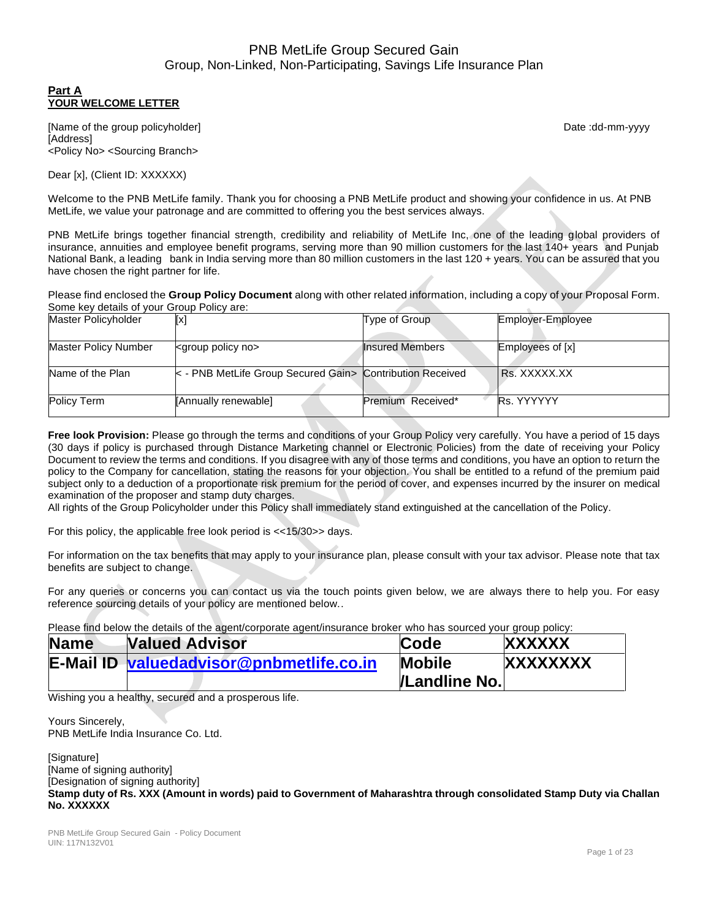# PNB MetLife Group Secured Gain

Group, Non-Linked, Non-Participating, Savings Life Insurance Plan

## Part A
## YOUR WELCOME LETTER

[Name of the group policyholder]
[Address]
<Policy No> <Sourcing Branch>

Date :dd-mm-yyyy

Dear [x], (Client ID: XXXXXX)

Welcome to the PNB MetLife family. Thank you for choosing a PNB MetLife product and showing your confidence in us. At PNB MetLife, we value your patronage and are committed to offering you the best services always.

PNB MetLife brings together financial strength, credibility and reliability of MetLife Inc, one of the leading global providers of insurance, annuities and employee benefit programs, serving more than 90 million customers for the last 140+ years and Punjab National Bank, a leading bank in India serving more than 80 million customers in the last 120 + years. You can be assured that you have chosen the right partner for life.

Please find enclosed the **Group Policy Document** along with other related information, including a copy of your Proposal Form. Some key details of your Group Policy are:

| Master Policyholder | [x] | Type of Group | Employer-Employee |
|---|---|---|---|
| Master Policy Number | <group policy no> | Insured Members | Employees of [x] |
| Name of the Plan | < - PNB MetLife Group Secured Gain> | Contribution Received | Rs. XXXXX.XX |
| Policy Term | [Annually renewable] | Premium Received* | Rs. YYYYYY |

**Free look Provision:** Please go through the terms and conditions of your Group Policy very carefully. You have a period of 15 days (30 days if policy is purchased through Distance Marketing channel or Electronic Policies) from the date of receiving your Policy Document to review the terms and conditions. If you disagree with any of those terms and conditions, you have an option to return the policy to the Company for cancellation, stating the reasons for your objection. You shall be entitled to a refund of the premium paid subject only to a deduction of a proportionate risk premium for the period of cover, and expenses incurred by the insurer on medical examination of the proposer and stamp duty charges.
All rights of the Group Policyholder under this Policy shall immediately stand extinguished at the cancellation of the Policy.

For this policy, the applicable free look period is <<15/30>> days.

For information on the tax benefits that may apply to your insurance plan, please consult with your tax advisor. Please note that tax benefits are subject to change.

For any queries or concerns you can contact us via the touch points given below, we are always there to help you. For easy reference sourcing details of your policy are mentioned below..

Please find below the details of the agent/corporate agent/insurance broker who has sourced your group policy:

| **Name** | **Valued Advisor** | **Code** | **XXXXXX** |
|---|---|---|---|
| **E-Mail ID** | **valuedadvisor@pnbmetlife.co.in** | **Mobile /Landline No.** | **XXXXXXXX** |

Wishing you a healthy, secured and a prosperous life.

Yours Sincerely,
PNB MetLife India Insurance Co. Ltd.

[Signature]
[Name of signing authority]
[Designation of signing authority]
**Stamp duty of Rs. XXX (Amount in words) paid to Government of Maharashtra through consolidated Stamp Duty via Challan No. XXXXXX**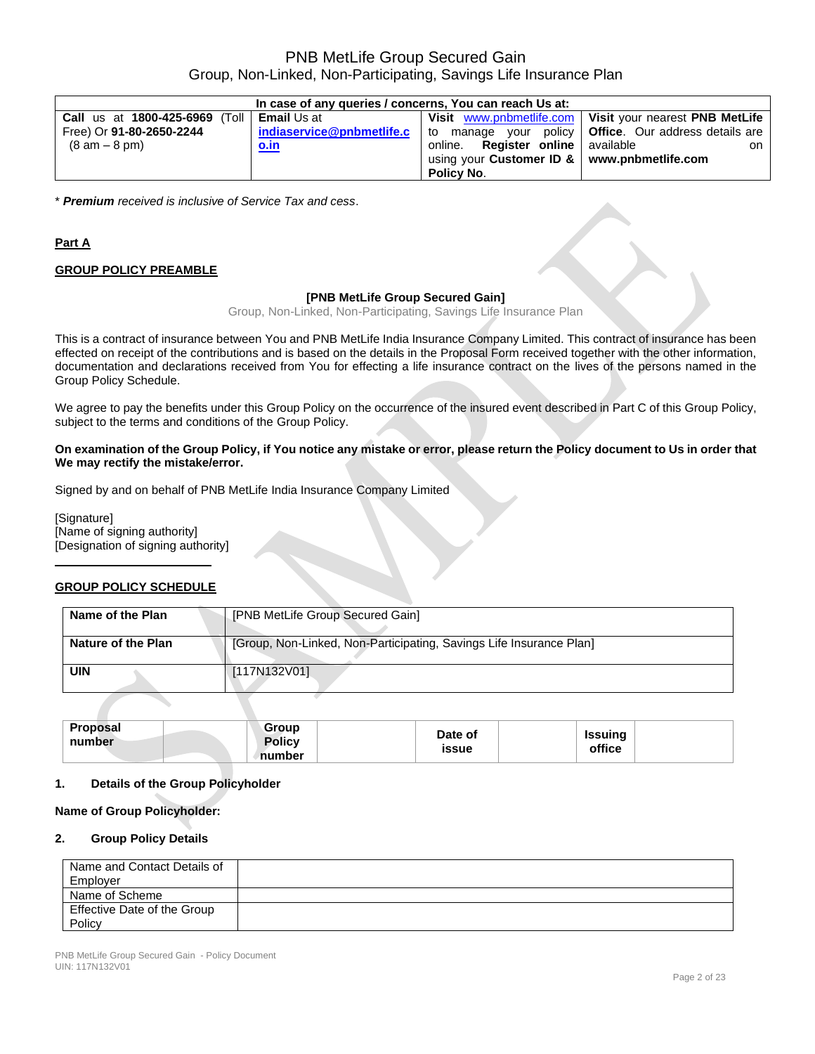PNB MetLife Group Secured Gain
Group, Non-Linked, Non-Participating, Savings Life Insurance Plan

| In case of any queries / concerns, You can reach Us at: | | | |
|---|---|---|---|
| **Call** us at **1800-425-6969** (Toll Free) Or **91-80-2650-2244** (8 am – 8 pm) | **Email** Us at **indiaservice@pnbmetlife.co.in** | **Visit** www.pnbmetlife.com to manage your policy online. **Register online** using your **Customer ID & Policy No**. | **Visit** your nearest **PNB MetLife Office**. Our address details are available on **www.pnbmetlife.com** |

* ***Premium*** *received is inclusive of Service Tax and cess*.

## Part A

### GROUP POLICY PREAMBLE

**[PNB MetLife Group Secured Gain]**
Group, Non-Linked, Non-Participating, Savings Life Insurance Plan

This is a contract of insurance between You and PNB MetLife India Insurance Company Limited. This contract of insurance has been effected on receipt of the contributions and is based on the details in the Proposal Form received together with the other information, documentation and declarations received from You for effecting a life insurance contract on the lives of the persons named in the Group Policy Schedule.

We agree to pay the benefits under this Group Policy on the occurrence of the insured event described in Part C of this Group Policy, subject to the terms and conditions of the Group Policy.

**On examination of the Group Policy, if You notice any mistake or error, please return the Policy document to Us in order that We may rectify the mistake/error.**

Signed by and on behalf of PNB MetLife India Insurance Company Limited

[Signature]
[Name of signing authority]
[Designation of signing authority]

### GROUP POLICY SCHEDULE

| **Name of the Plan** | [PNB MetLife Group Secured Gain] |
|---|---|
| **Nature of the Plan** | [Group, Non-Linked, Non-Participating, Savings Life Insurance Plan] |
| **UIN** | [117N132V01] |

| **Proposal number** | | **Group Policy number** | | **Date of issue** | | **Issuing office** | |
|---|---|---|---|---|---|---|---|

**1. Details of the Group Policyholder**

**Name of Group Policyholder:**

**2. Group Policy Details**

| Name and Contact Details of Employer | |
|---|---|
| Name of Scheme | |
| Effective Date of the Group Policy | |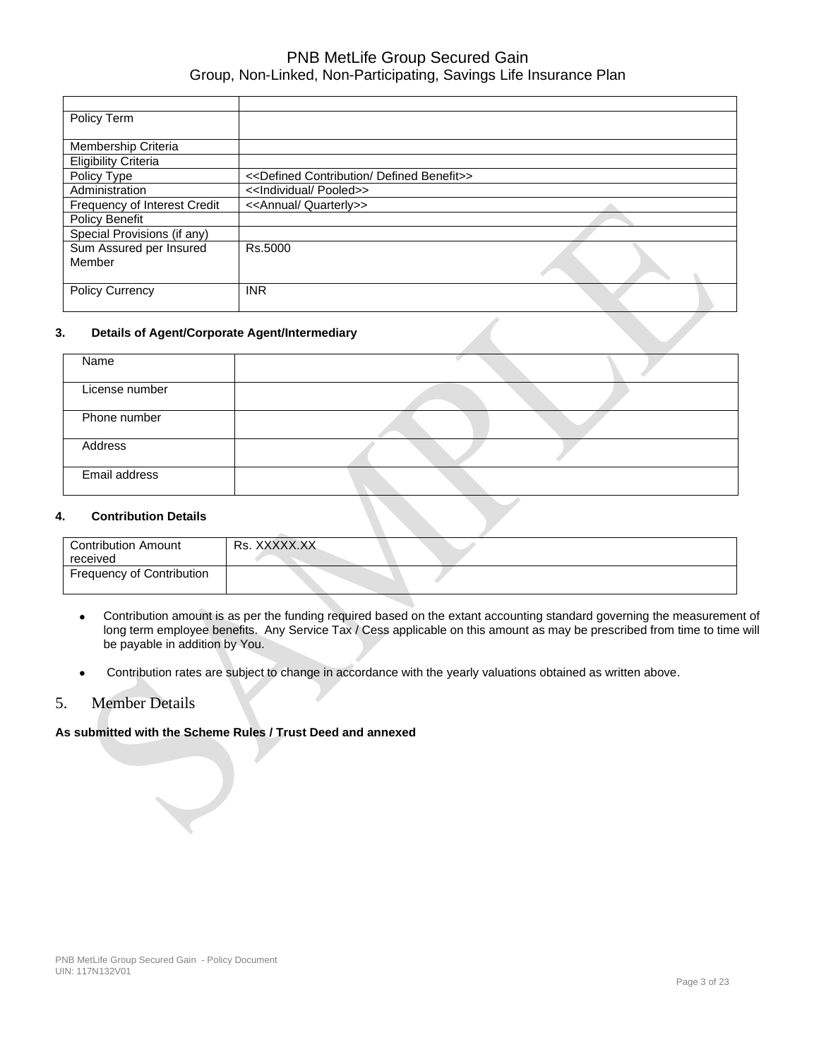| | |
|---|---|
| Policy Term | |
| Membership Criteria | |
| Eligibility Criteria | |
| Policy Type | <<Defined Contribution/ Defined Benefit>> |
| Administration | <<Individual/ Pooled>> |
| Frequency of Interest Credit | <<Annual/ Quarterly>> |
| Policy Benefit | |
| Special Provisions (if any) | |
| Sum Assured per Insured Member | Rs.5000 |
| Policy Currency | INR |

**3. Details of Agent/Corporate Agent/Intermediary**

| | |
|---|---|
| Name | |
| License number | |
| Phone number | |
| Address | |
| Email address | |

**4. Contribution Details**

| | |
|---|---|
| Contribution Amount received | Rs. XXXXX.XX |
| Frequency of Contribution | |

- Contribution amount is as per the funding required based on the extant accounting standard governing the measurement of long term employee benefits. Any Service Tax / Cess applicable on this amount as may be prescribed from time to time will be payable in addition by You.
- Contribution rates are subject to change in accordance with the yearly valuations obtained as written above.

5. Member Details

**As submitted with the Scheme Rules / Trust Deed and annexed**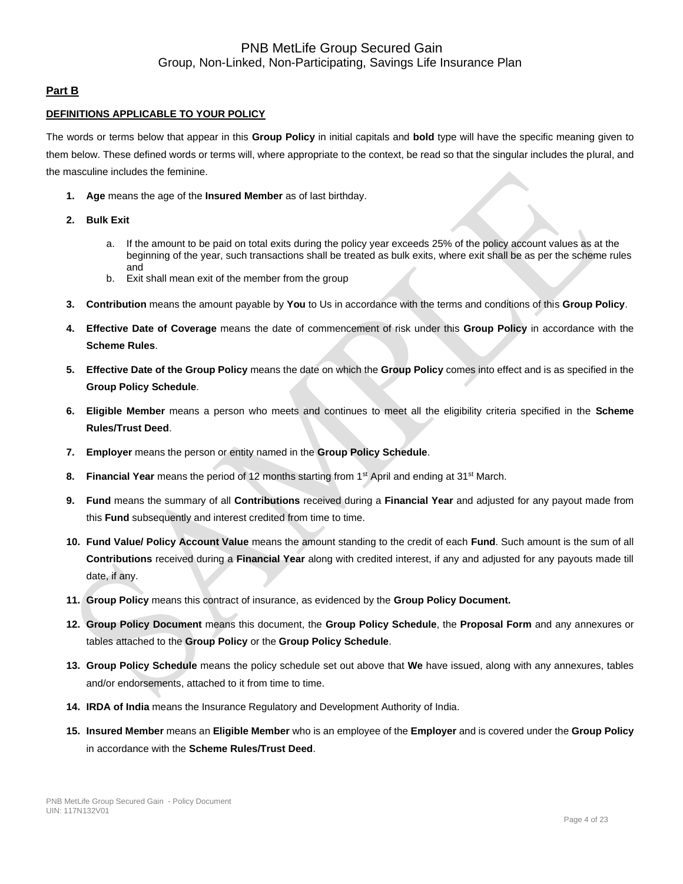## Part B

### DEFINITIONS APPLICABLE TO YOUR POLICY

The words or terms below that appear in this **Group Policy** in initial capitals and **bold** type will have the specific meaning given to them below. These defined words or terms will, where appropriate to the context, be read so that the singular includes the plural, and the masculine includes the feminine.

1. **Age** means the age of the **Insured Member** as of last birthday.
2. **Bulk Exit**
   a. If the amount to be paid on total exits during the policy year exceeds 25% of the policy account values as at the beginning of the year, such transactions shall be treated as bulk exits, where exit shall be as per the scheme rules and
   b. Exit shall mean exit of the member from the group
3. **Contribution** means the amount payable by **You** to Us in accordance with the terms and conditions of this **Group Policy**.
4. **Effective Date of Coverage** means the date of commencement of risk under this **Group Policy** in accordance with the **Scheme Rules**.
5. **Effective Date of the Group Policy** means the date on which the **Group Policy** comes into effect and is as specified in the **Group Policy Schedule**.
6. **Eligible Member** means a person who meets and continues to meet all the eligibility criteria specified in the **Scheme Rules/Trust Deed**.
7. **Employer** means the person or entity named in the **Group Policy Schedule**.
8. **Financial Year** means the period of 12 months starting from 1st April and ending at 31st March.
9. **Fund** means the summary of all **Contributions** received during a **Financial Year** and adjusted for any payout made from this **Fund** subsequently and interest credited from time to time.
10. **Fund Value/ Policy Account Value** means the amount standing to the credit of each **Fund**. Such amount is the sum of all **Contributions** received during a **Financial Year** along with credited interest, if any and adjusted for any payouts made till date, if any.
11. **Group Policy** means this contract of insurance, as evidenced by the **Group Policy Document.**
12. **Group Policy Document** means this document, the **Group Policy Schedule**, the **Proposal Form** and any annexures or tables attached to the **Group Policy** or the **Group Policy Schedule**.
13. **Group Policy Schedule** means the policy schedule set out above that **We** have issued, along with any annexures, tables and/or endorsements, attached to it from time to time.
14. **IRDA of India** means the Insurance Regulatory and Development Authority of India.
15. **Insured Member** means an **Eligible Member** who is an employee of the **Employer** and is covered under the **Group Policy** in accordance with the **Scheme Rules/Trust Deed**.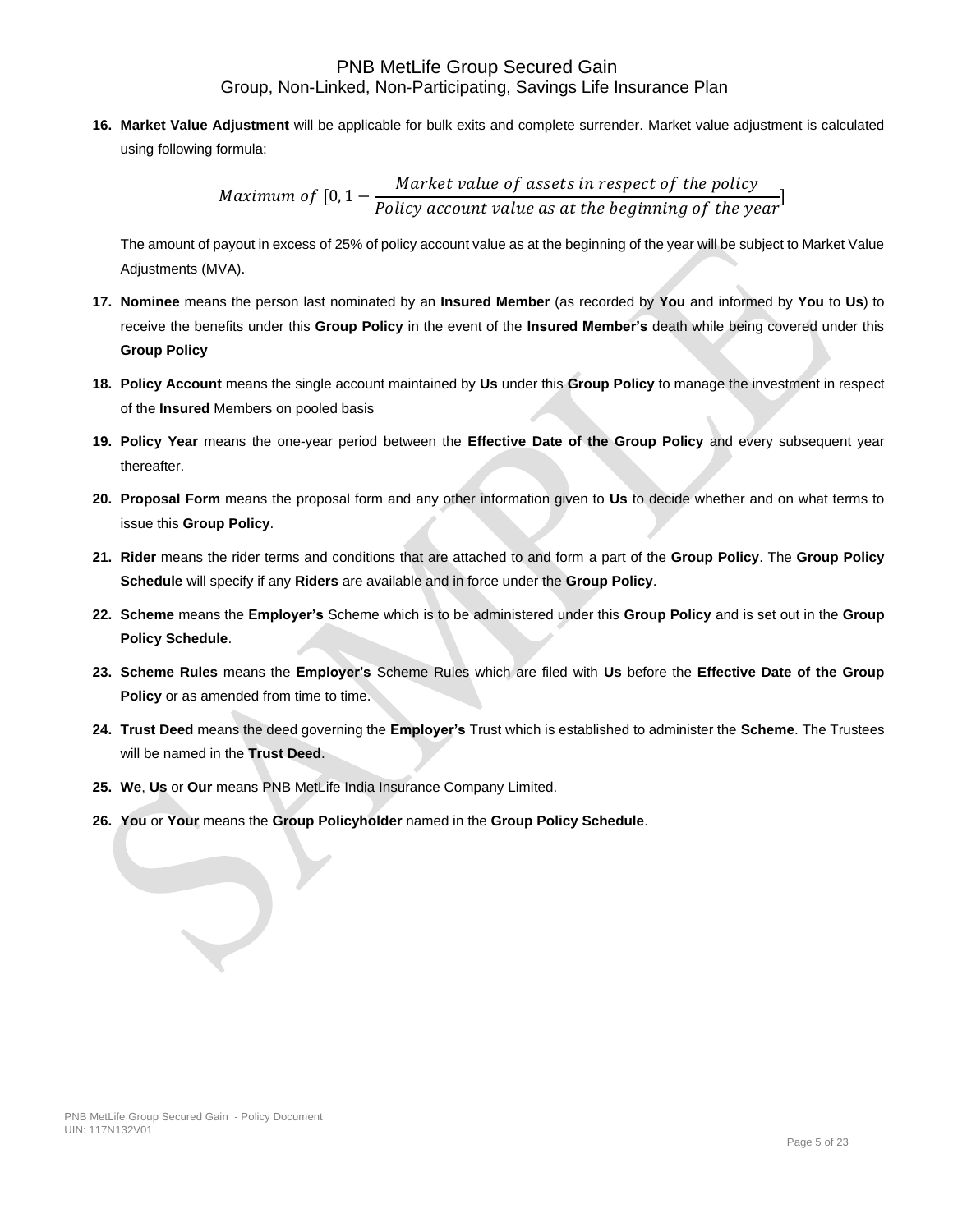16. **Market Value Adjustment** will be applicable for bulk exits and complete surrender. Market value adjustment is calculated using following formula:

$$Maximum\ of\ [0, 1 - \frac{Market\ value\ of\ assets\ in\ respect\ of\ the\ policy}{Policy\ account\ value\ as\ at\ the\ beginning\ of\ the\ year}]$$

The amount of payout in excess of 25% of policy account value as at the beginning of the year will be subject to Market Value Adjustments (MVA).

17. **Nominee** means the person last nominated by an **Insured Member** (as recorded by **You** and informed by **You** to **Us**) to receive the benefits under this **Group Policy** in the event of the **Insured Member's** death while being covered under this **Group Policy**

18. **Policy Account** means the single account maintained by **Us** under this **Group Policy** to manage the investment in respect of the **Insured** Members on pooled basis

19. **Policy Year** means the one-year period between the **Effective Date of the Group Policy** and every subsequent year thereafter.

20. **Proposal Form** means the proposal form and any other information given to **Us** to decide whether and on what terms to issue this **Group Policy**.

21. **Rider** means the rider terms and conditions that are attached to and form a part of the **Group Policy**. The **Group Policy Schedule** will specify if any **Riders** are available and in force under the **Group Policy**.

22. **Scheme** means the **Employer's** Scheme which is to be administered under this **Group Policy** and is set out in the **Group Policy Schedule**.

23. **Scheme Rules** means the **Employer's** Scheme Rules which are filed with **Us** before the **Effective Date of the Group Policy** or as amended from time to time.

24. **Trust Deed** means the deed governing the **Employer's** Trust which is established to administer the **Scheme**. The Trustees will be named in the **Trust Deed**.

25. **We**, **Us** or **Our** means PNB MetLife India Insurance Company Limited.

26. **You** or **Your** means the **Group Policyholder** named in the **Group Policy Schedule**.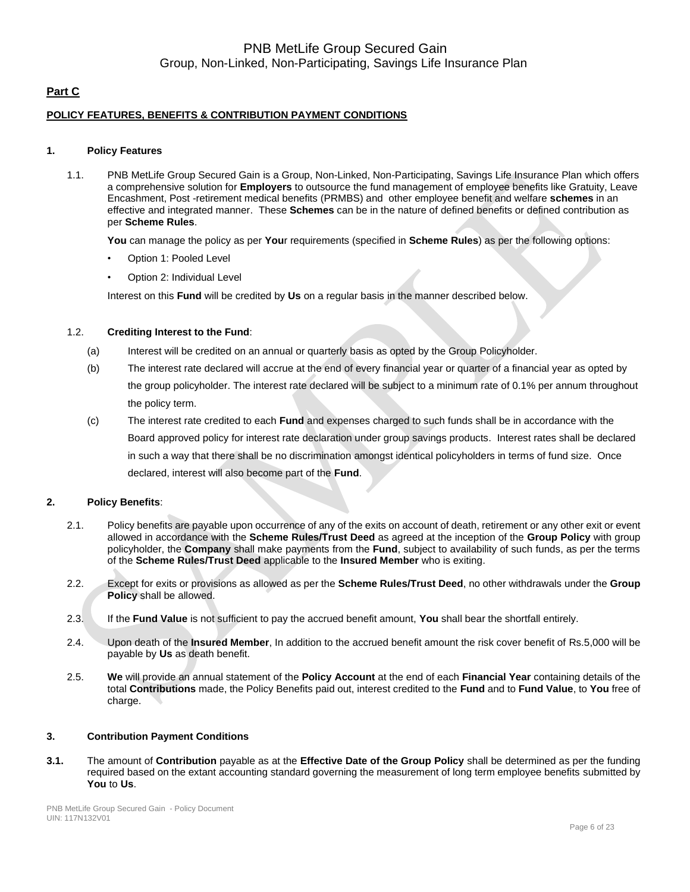## Part C

### POLICY FEATURES, BENEFITS & CONTRIBUTION PAYMENT CONDITIONS

#### 1. Policy Features

1.1. PNB MetLife Group Secured Gain is a Group, Non-Linked, Non-Participating, Savings Life Insurance Plan which offers a comprehensive solution for **Employers** to outsource the fund management of employee benefits like Gratuity, Leave Encashment, Post -retirement medical benefits (PRMBS) and other employee benefit and welfare **schemes** in an effective and integrated manner. These **Schemes** can be in the nature of defined benefits or defined contribution as per **Scheme Rules**.

**You** can manage the policy as per **You**r requirements (specified in **Scheme Rules**) as per the following options:

- Option 1: Pooled Level
- Option 2: Individual Level

Interest on this **Fund** will be credited by **Us** on a regular basis in the manner described below.

1.2. **Crediting Interest to the Fund**:

(a) Interest will be credited on an annual or quarterly basis as opted by the Group Policyholder.

(b) The interest rate declared will accrue at the end of every financial year or quarter of a financial year as opted by the group policyholder. The interest rate declared will be subject to a minimum rate of 0.1% per annum throughout the policy term.

(c) The interest rate credited to each **Fund** and expenses charged to such funds shall be in accordance with the Board approved policy for interest rate declaration under group savings products. Interest rates shall be declared in such a way that there shall be no discrimination amongst identical policyholders in terms of fund size. Once declared, interest will also become part of the **Fund**.

#### 2. Policy Benefits:

2.1. Policy benefits are payable upon occurrence of any of the exits on account of death, retirement or any other exit or event allowed in accordance with the **Scheme Rules/Trust Deed** as agreed at the inception of the **Group Policy** with group policyholder, the **Company** shall make payments from the **Fund**, subject to availability of such funds, as per the terms of the **Scheme Rules/Trust Deed** applicable to the **Insured Member** who is exiting.

2.2. Except for exits or provisions as allowed as per the **Scheme Rules/Trust Deed**, no other withdrawals under the **Group Policy** shall be allowed.

2.3. If the **Fund Value** is not sufficient to pay the accrued benefit amount, **You** shall bear the shortfall entirely.

2.4. Upon death of the **Insured Member**, In addition to the accrued benefit amount the risk cover benefit of Rs.5,000 will be payable by **Us** as death benefit.

2.5. **We** will provide an annual statement of the **Policy Account** at the end of each **Financial Year** containing details of the total **Contributions** made, the Policy Benefits paid out, interest credited to the **Fund** and to **Fund Value**, to **You** free of charge.

#### 3. Contribution Payment Conditions

**3.1.** The amount of **Contribution** payable as at the **Effective Date of the Group Policy** shall be determined as per the funding required based on the extant accounting standard governing the measurement of long term employee benefits submitted by **You** to **Us**.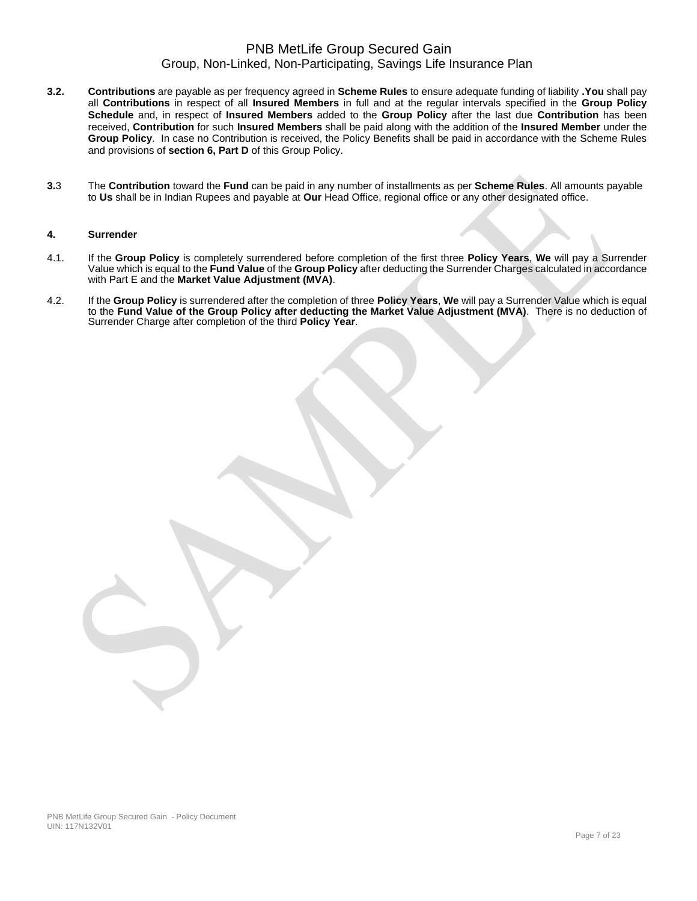**3.2.** **Contributions** are payable as per frequency agreed in **Scheme Rules** to ensure adequate funding of liability **.You** shall pay all **Contributions** in respect of all **Insured Members** in full and at the regular intervals specified in the **Group Policy Schedule** and, in respect of **Insured Members** added to the **Group Policy** after the last due **Contribution** has been received, **Contribution** for such **Insured Members** shall be paid along with the addition of the **Insured Member** under the **Group Policy**. In case no Contribution is received, the Policy Benefits shall be paid in accordance with the Scheme Rules and provisions of **section 6, Part D** of this Group Policy.

**3.**3 The **Contribution** toward the **Fund** can be paid in any number of installments as per **Scheme Rules**. All amounts payable to **Us** shall be in Indian Rupees and payable at **Our** Head Office, regional office or any other designated office.

**4. Surrender**

4.1. If the **Group Policy** is completely surrendered before completion of the first three **Policy Years**, **We** will pay a Surrender Value which is equal to the **Fund Value** of the **Group Policy** after deducting the Surrender Charges calculated in accordance with Part E and the **Market Value Adjustment (MVA)**.

4.2. If the **Group Policy** is surrendered after the completion of three **Policy Years**, **We** will pay a Surrender Value which is equal to the **Fund Value of the Group Policy after deducting the Market Value Adjustment (MVA)**. There is no deduction of Surrender Charge after completion of the third **Policy Year**.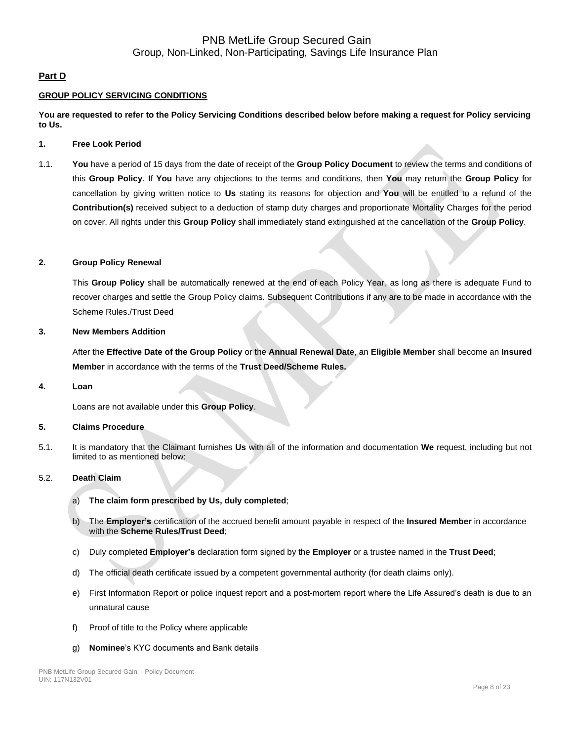## Part D

### GROUP POLICY SERVICING CONDITIONS

**You are requested to refer to the Policy Servicing Conditions described below before making a request for Policy servicing to Us.**

**1. Free Look Period**

1.1. **You** have a period of 15 days from the date of receipt of the **Group Policy Document** to review the terms and conditions of this **Group Policy**. If **You** have any objections to the terms and conditions, then **You** may return the **Group Policy** for cancellation by giving written notice to **Us** stating its reasons for objection and **You** will be entitled to a refund of the **Contribution(s)** received subject to a deduction of stamp duty charges and proportionate Mortality Charges for the period on cover. All rights under this **Group Policy** shall immediately stand extinguished at the cancellation of the **Group Policy**.

**2. Group Policy Renewal**

This **Group Policy** shall be automatically renewed at the end of each Policy Year, as long as there is adequate Fund to recover charges and settle the Group Policy claims. Subsequent Contributions if any are to be made in accordance with the Scheme Rules./Trust Deed

**3. New Members Addition**

After the **Effective Date of the Group Policy** or the **Annual Renewal Date**, an **Eligible Member** shall become an **Insured Member** in accordance with the terms of the **Trust Deed/Scheme Rules.**

**4. Loan**

Loans are not available under this **Group Policy**.

**5. Claims Procedure**

5.1. It is mandatory that the Claimant furnishes **Us** with all of the information and documentation **We** request, including but not limited to as mentioned below:

5.2. **Death Claim**

a) **The claim form prescribed by Us, duly completed**;

b) The **Employer's** certification of the accrued benefit amount payable in respect of the **Insured Member** in accordance with the **Scheme Rules/Trust Deed**;

c) Duly completed **Employer's** declaration form signed by the **Employer** or a trustee named in the **Trust Deed**;

d) The official death certificate issued by a competent governmental authority (for death claims only).

e) First Information Report or police inquest report and a post-mortem report where the Life Assured's death is due to an unnatural cause

f) Proof of title to the Policy where applicable

g) **Nominee**'s KYC documents and Bank details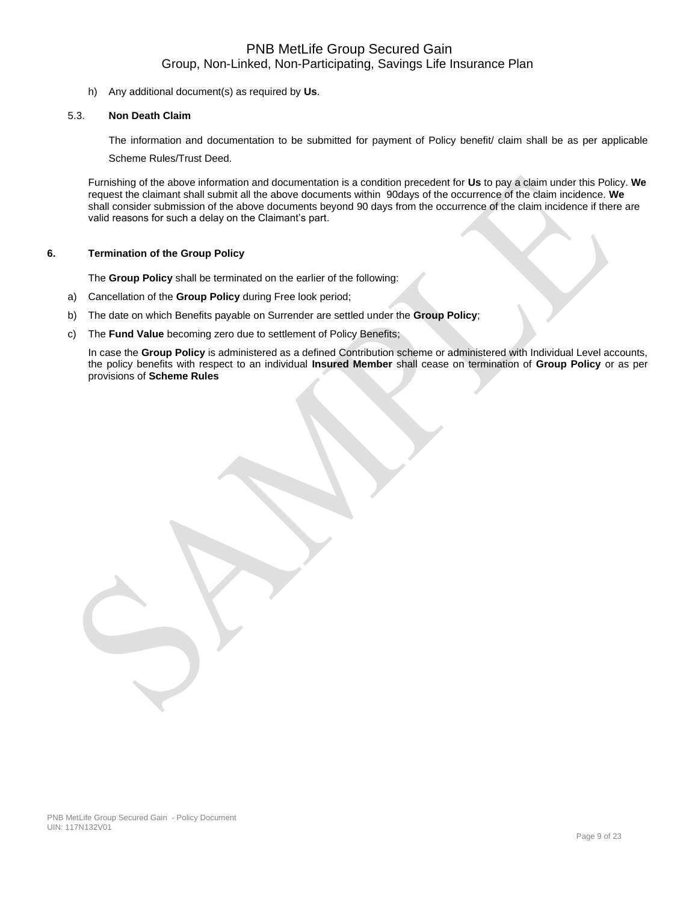h) Any additional document(s) as required by **Us**.

5.3. **Non Death Claim**

The information and documentation to be submitted for payment of Policy benefit/ claim shall be as per applicable Scheme Rules/Trust Deed.

Furnishing of the above information and documentation is a condition precedent for **Us** to pay a claim under this Policy. **We** request the claimant shall submit all the above documents within 90days of the occurrence of the claim incidence. **We** shall consider submission of the above documents beyond 90 days from the occurrence of the claim incidence if there are valid reasons for such a delay on the Claimant's part.

## 6. Termination of the Group Policy

The **Group Policy** shall be terminated on the earlier of the following:

a) Cancellation of the **Group Policy** during Free look period;

b) The date on which Benefits payable on Surrender are settled under the **Group Policy**;

c) The **Fund Value** becoming zero due to settlement of Policy Benefits;

In case the **Group Policy** is administered as a defined Contribution scheme or administered with Individual Level accounts, the policy benefits with respect to an individual **Insured Member** shall cease on termination of **Group Policy** or as per provisions of **Scheme Rules**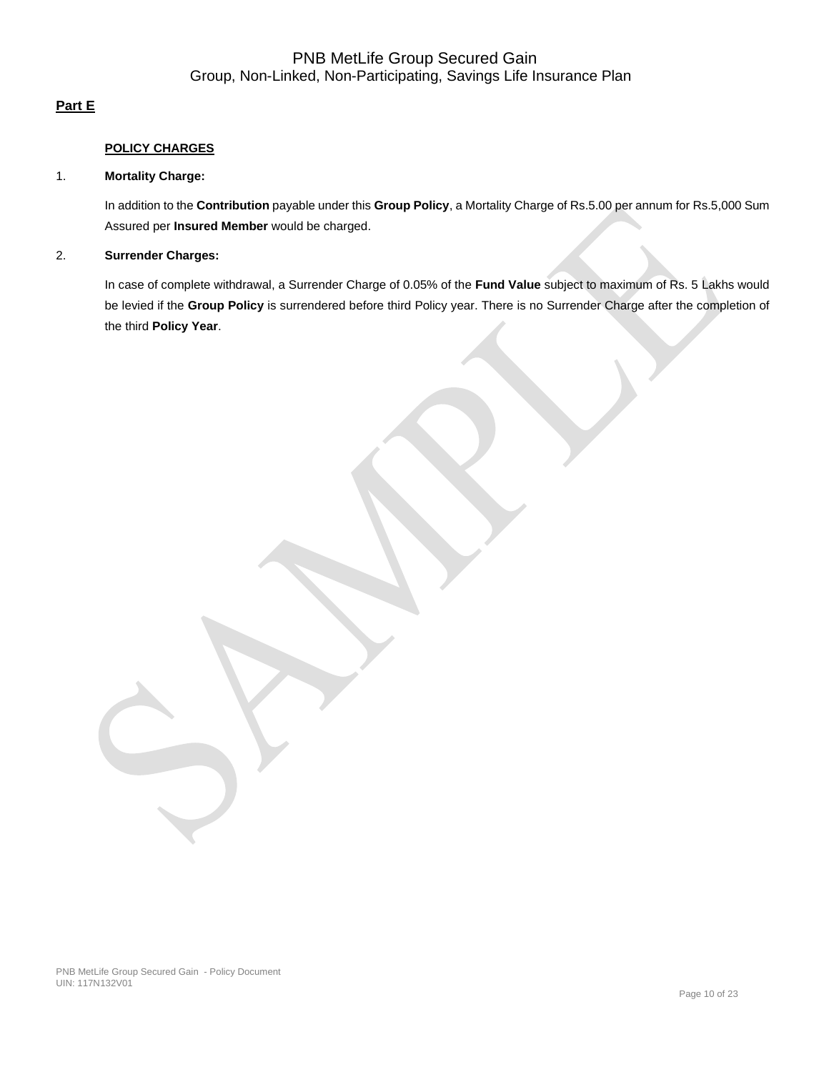## Part E

### POLICY CHARGES

1. **Mortality Charge:**

   In addition to the **Contribution** payable under this **Group Policy**, a Mortality Charge of Rs.5.00 per annum for Rs.5,000 Sum Assured per **Insured Member** would be charged.

2. **Surrender Charges:**

   In case of complete withdrawal, a Surrender Charge of 0.05% of the **Fund Value** subject to maximum of Rs. 5 Lakhs would be levied if the **Group Policy** is surrendered before third Policy year. There is no Surrender Charge after the completion of the third **Policy Year**.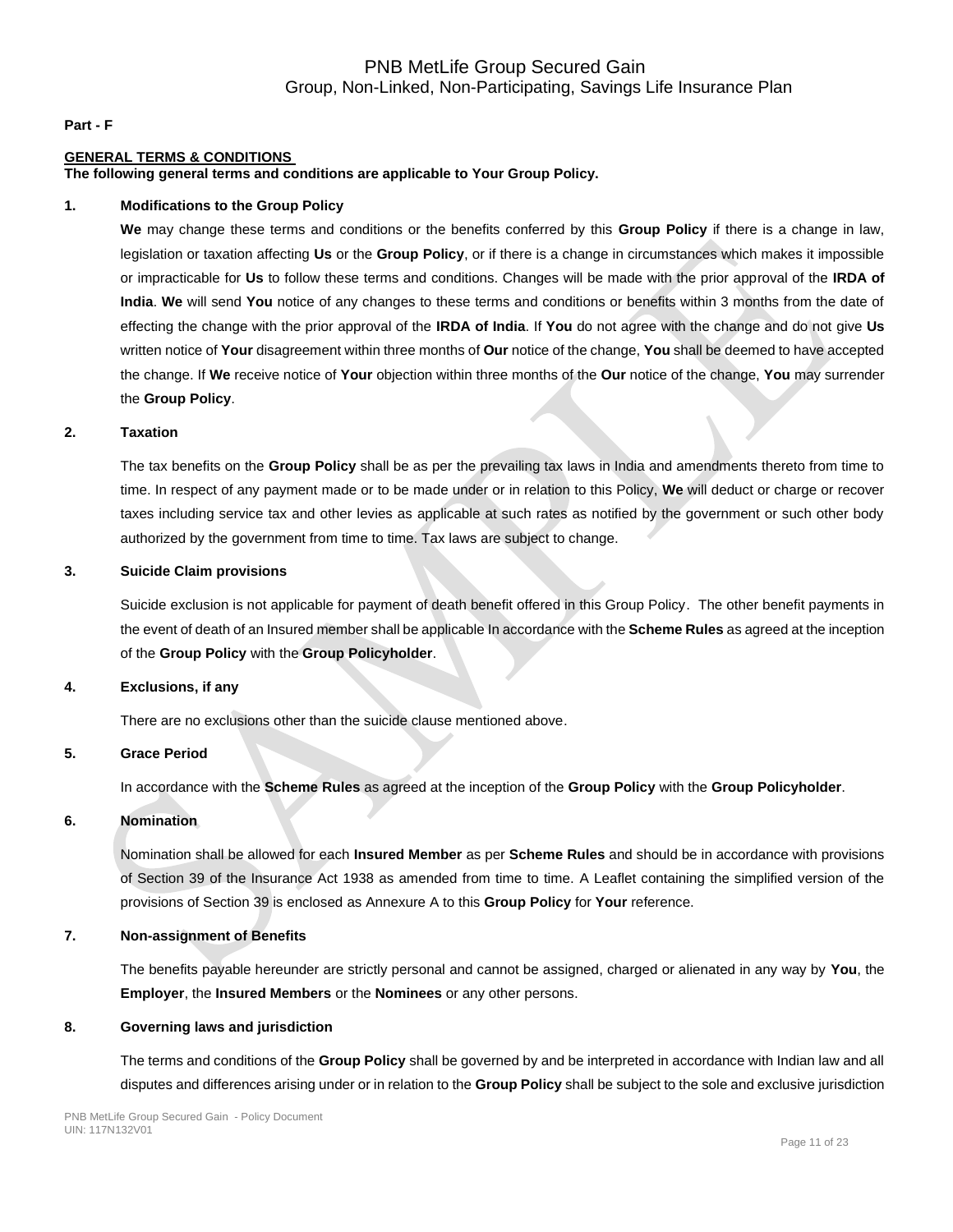**Part - F**

**GENERAL TERMS & CONDITIONS**

**The following general terms and conditions are applicable to Your Group Policy.**

**1. Modifications to the Group Policy**

**We** may change these terms and conditions or the benefits conferred by this **Group Policy** if there is a change in law, legislation or taxation affecting **Us** or the **Group Policy**, or if there is a change in circumstances which makes it impossible or impracticable for **Us** to follow these terms and conditions. Changes will be made with the prior approval of the **IRDA of India**. **We** will send **You** notice of any changes to these terms and conditions or benefits within 3 months from the date of effecting the change with the prior approval of the **IRDA of India**. If **You** do not agree with the change and do not give **Us** written notice of **Your** disagreement within three months of **Our** notice of the change, **You** shall be deemed to have accepted the change. If **We** receive notice of **Your** objection within three months of the **Our** notice of the change, **You** may surrender the **Group Policy**.

**2. Taxation**

The tax benefits on the **Group Policy** shall be as per the prevailing tax laws in India and amendments thereto from time to time. In respect of any payment made or to be made under or in relation to this Policy, **We** will deduct or charge or recover taxes including service tax and other levies as applicable at such rates as notified by the government or such other body authorized by the government from time to time. Tax laws are subject to change.

**3. Suicide Claim provisions**

Suicide exclusion is not applicable for payment of death benefit offered in this Group Policy. The other benefit payments in the event of death of an Insured member shall be applicable In accordance with the **Scheme Rules** as agreed at the inception of the **Group Policy** with the **Group Policyholder**.

**4. Exclusions, if any**

There are no exclusions other than the suicide clause mentioned above.

**5. Grace Period**

In accordance with the **Scheme Rules** as agreed at the inception of the **Group Policy** with the **Group Policyholder**.

**6. Nomination**

Nomination shall be allowed for each **Insured Member** as per **Scheme Rules** and should be in accordance with provisions of Section 39 of the Insurance Act 1938 as amended from time to time. A Leaflet containing the simplified version of the provisions of Section 39 is enclosed as Annexure A to this **Group Policy** for **Your** reference.

**7. Non-assignment of Benefits**

The benefits payable hereunder are strictly personal and cannot be assigned, charged or alienated in any way by **You**, the **Employer**, the **Insured Members** or the **Nominees** or any other persons.

**8. Governing laws and jurisdiction**

The terms and conditions of the **Group Policy** shall be governed by and be interpreted in accordance with Indian law and all disputes and differences arising under or in relation to the **Group Policy** shall be subject to the sole and exclusive jurisdiction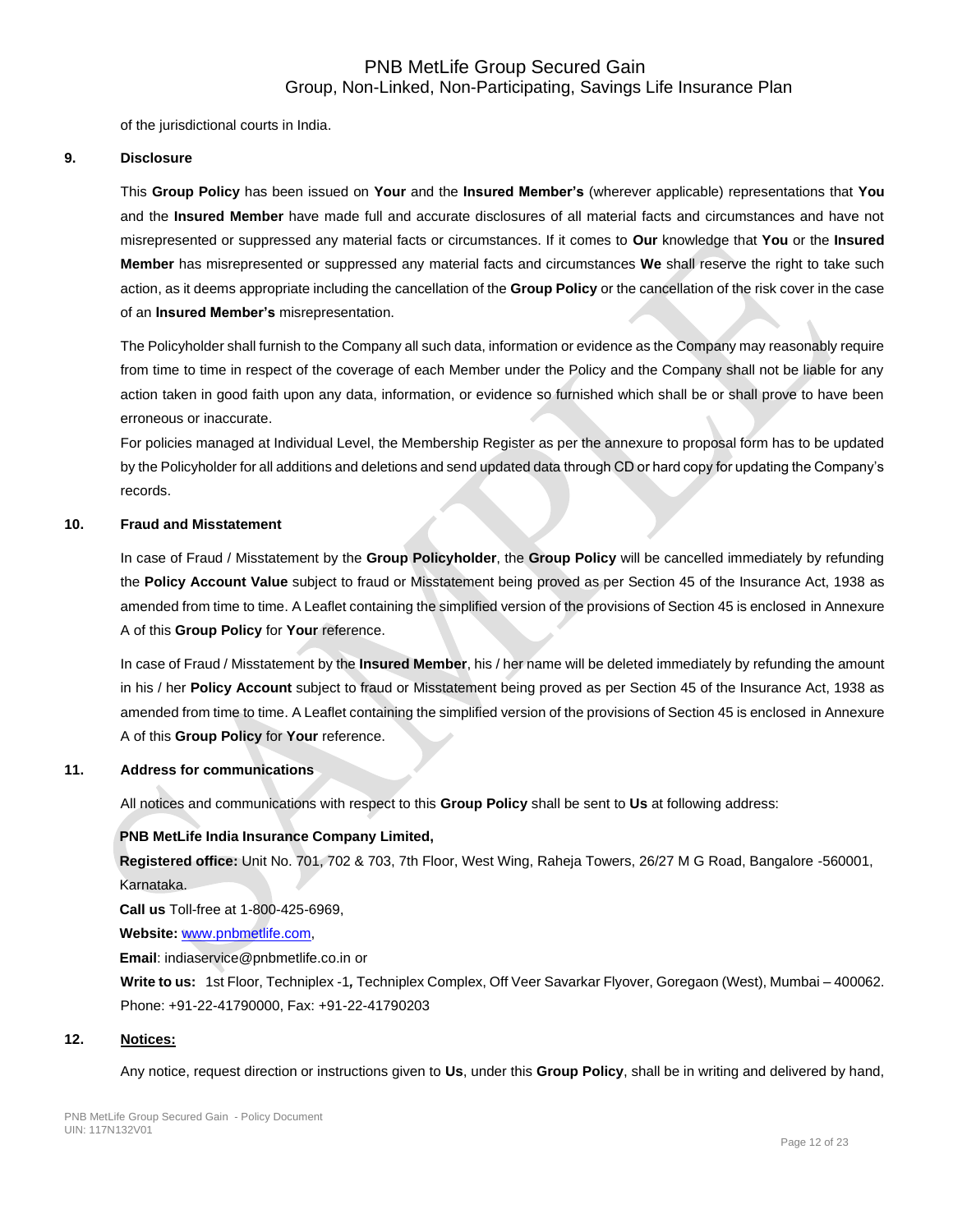of the jurisdictional courts in India.

**9. Disclosure**

This **Group Policy** has been issued on **Your** and the **Insured Member's** (wherever applicable) representations that **You** and the **Insured Member** have made full and accurate disclosures of all material facts and circumstances and have not misrepresented or suppressed any material facts or circumstances. If it comes to **Our** knowledge that **You** or the **Insured Member** has misrepresented or suppressed any material facts and circumstances **We** shall reserve the right to take such action, as it deems appropriate including the cancellation of the **Group Policy** or the cancellation of the risk cover in the case of an **Insured Member's** misrepresentation.

The Policyholder shall furnish to the Company all such data, information or evidence as the Company may reasonably require from time to time in respect of the coverage of each Member under the Policy and the Company shall not be liable for any action taken in good faith upon any data, information, or evidence so furnished which shall be or shall prove to have been erroneous or inaccurate.

For policies managed at Individual Level, the Membership Register as per the annexure to proposal form has to be updated by the Policyholder for all additions and deletions and send updated data through CD or hard copy for updating the Company's records.

**10. Fraud and Misstatement**

In case of Fraud / Misstatement by the **Group Policyholder**, the **Group Policy** will be cancelled immediately by refunding the **Policy Account Value** subject to fraud or Misstatement being proved as per Section 45 of the Insurance Act, 1938 as amended from time to time. A Leaflet containing the simplified version of the provisions of Section 45 is enclosed in Annexure A of this **Group Policy** for **Your** reference.

In case of Fraud / Misstatement by the **Insured Member**, his / her name will be deleted immediately by refunding the amount in his / her **Policy Account** subject to fraud or Misstatement being proved as per Section 45 of the Insurance Act, 1938 as amended from time to time. A Leaflet containing the simplified version of the provisions of Section 45 is enclosed in Annexure A of this **Group Policy** for **Your** reference.

**11. Address for communications**

All notices and communications with respect to this **Group Policy** shall be sent to **Us** at following address:

**PNB MetLife India Insurance Company Limited,**

**Registered office:** Unit No. 701, 702 & 703, 7th Floor, West Wing, Raheja Towers, 26/27 M G Road, Bangalore -560001, Karnataka.

**Call us** Toll-free at 1-800-425-6969,

**Website:** www.pnbmetlife.com,

**Email**: indiaservice@pnbmetlife.co.in or

**Write to us:** 1st Floor, Techniplex -1**,** Techniplex Complex, Off Veer Savarkar Flyover, Goregaon (West), Mumbai – 400062. Phone: +91-22-41790000, Fax: +91-22-41790203

**12. Notices:**

Any notice, request direction or instructions given to **Us**, under this **Group Policy**, shall be in writing and delivered by hand,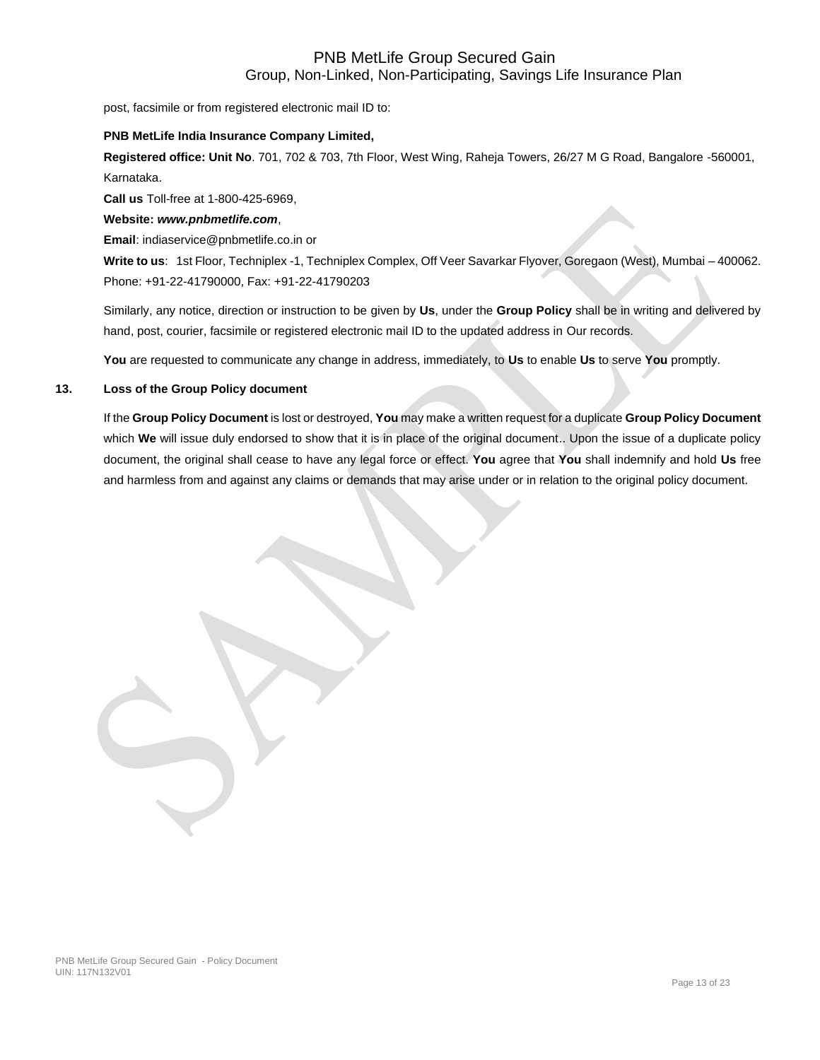post, facsimile or from registered electronic mail ID to:

**PNB MetLife India Insurance Company Limited,**

**Registered office: Unit No**. 701, 702 & 703, 7th Floor, West Wing, Raheja Towers, 26/27 M G Road, Bangalore -560001, Karnataka.

**Call us** Toll-free at 1-800-425-6969,

**Website:** ***www.pnbmetlife.com***,

**Email**: indiaservice@pnbmetlife.co.in or

**Write to us**: 1st Floor, Techniplex -1, Techniplex Complex, Off Veer Savarkar Flyover, Goregaon (West), Mumbai – 400062. Phone: +91-22-41790000, Fax: +91-22-41790203

Similarly, any notice, direction or instruction to be given by **Us**, under the **Group Policy** shall be in writing and delivered by hand, post, courier, facsimile or registered electronic mail ID to the updated address in Our records.

**You** are requested to communicate any change in address, immediately, to **Us** to enable **Us** to serve **You** promptly.

**13. Loss of the Group Policy document**

If the **Group Policy Document** is lost or destroyed, **You** may make a written request for a duplicate **Group Policy Document** which **We** will issue duly endorsed to show that it is in place of the original document.. Upon the issue of a duplicate policy document, the original shall cease to have any legal force or effect. **You** agree that **You** shall indemnify and hold **Us** free and harmless from and against any claims or demands that may arise under or in relation to the original policy document.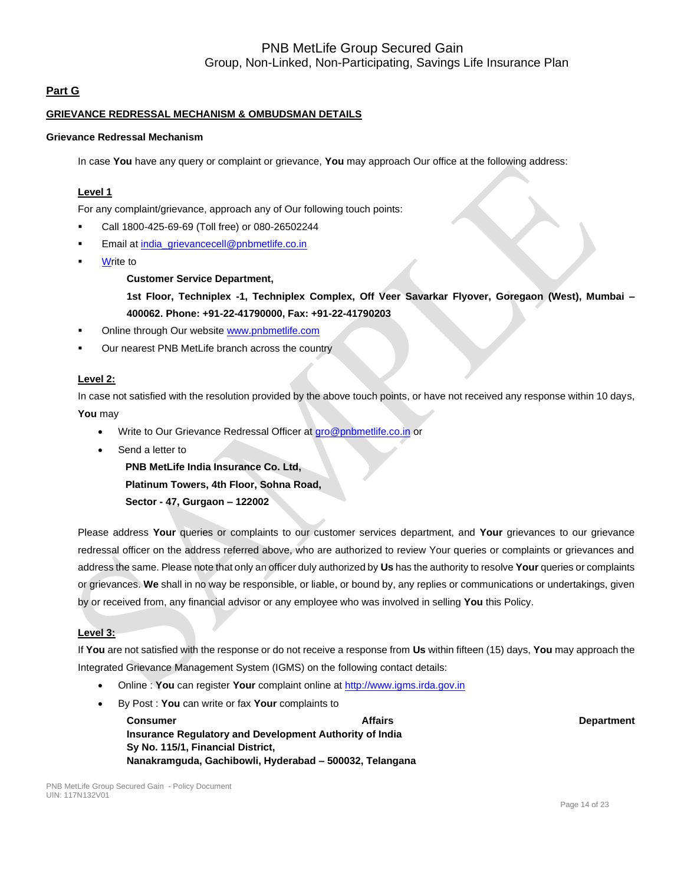## Part G

### GRIEVANCE REDRESSAL MECHANISM & OMBUDSMAN DETAILS

#### Grievance Redressal Mechanism

In case **You** have any query or complaint or grievance, **You** may approach Our office at the following address:

**Level 1**

For any complaint/grievance, approach any of Our following touch points:

- Call 1800-425-69-69 (Toll free) or 080-26502244
- Email at india_grievancecell@pnbmetlife.co.in
- Write to

  **Customer Service Department,**

  **1st Floor, Techniplex -1, Techniplex Complex, Off Veer Savarkar Flyover, Goregaon (West), Mumbai – 400062. Phone: +91-22-41790000, Fax: +91-22-41790203**
- Online through Our website www.pnbmetlife.com
- Our nearest PNB MetLife branch across the country

**Level 2:**

In case not satisfied with the resolution provided by the above touch points, or have not received any response within 10 days, **You** may

- Write to Our Grievance Redressal Officer at gro@pnbmetlife.co.in or
- Send a letter to

  **PNB MetLife India Insurance Co. Ltd,**
  **Platinum Towers, 4th Floor, Sohna Road,**
  **Sector - 47, Gurgaon – 122002**

Please address **Your** queries or complaints to our customer services department, and **Your** grievances to our grievance redressal officer on the address referred above, who are authorized to review Your queries or complaints or grievances and address the same. Please note that only an officer duly authorized by **Us** has the authority to resolve **Your** queries or complaints or grievances. **We** shall in no way be responsible, or liable, or bound by, any replies or communications or undertakings, given by or received from, any financial advisor or any employee who was involved in selling **You** this Policy.

**Level 3:**

If **You** are not satisfied with the response or do not receive a response from **Us** within fifteen (15) days, **You** may approach the Integrated Grievance Management System (IGMS) on the following contact details:

- Online : **You** can register **Your** complaint online at http://www.igms.irda.gov.in
- By Post : **You** can write or fax **Your** complaints to

  **Consumer Affairs Department**
  **Insurance Regulatory and Development Authority of India**
  **Sy No. 115/1, Financial District,**
  **Nanakramguda, Gachibowli, Hyderabad – 500032, Telangana**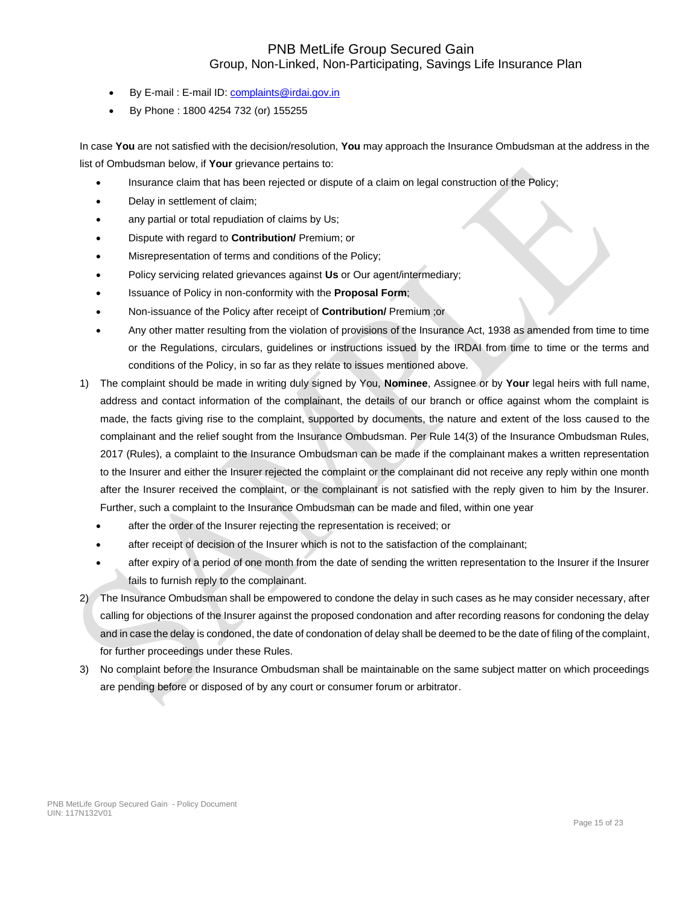- By E-mail : E-mail ID: [complaints@irdai.gov.in](mailto:complaints@irdai.gov.in)
- By Phone : 1800 4254 732 (or) 155255

In case **You** are not satisfied with the decision/resolution, **You** may approach the Insurance Ombudsman at the address in the list of Ombudsman below, if **Your** grievance pertains to:

- Insurance claim that has been rejected or dispute of a claim on legal construction of the Policy;
- Delay in settlement of claim;
- any partial or total repudiation of claims by Us;
- Dispute with regard to **Contribution/** Premium; or
- Misrepresentation of terms and conditions of the Policy;
- Policy servicing related grievances against **Us** or Our agent/intermediary;
- Issuance of Policy in non-conformity with the **Proposal Form**;
- Non-issuance of the Policy after receipt of **Contribution/** Premium ;or
- Any other matter resulting from the violation of provisions of the Insurance Act, 1938 as amended from time to time or the Regulations, circulars, guidelines or instructions issued by the IRDAI from time to time or the terms and conditions of the Policy, in so far as they relate to issues mentioned above.

1) The complaint should be made in writing duly signed by You, **Nominee**, Assignee or by **Your** legal heirs with full name, address and contact information of the complainant, the details of our branch or office against whom the complaint is made, the facts giving rise to the complaint, supported by documents, the nature and extent of the loss caused to the complainant and the relief sought from the Insurance Ombudsman. Per Rule 14(3) of the Insurance Ombudsman Rules, 2017 (Rules), a complaint to the Insurance Ombudsman can be made if the complainant makes a written representation to the Insurer and either the Insurer rejected the complaint or the complainant did not receive any reply within one month after the Insurer received the complaint, or the complainant is not satisfied with the reply given to him by the Insurer. Further, such a complaint to the Insurance Ombudsman can be made and filed, within one year
   - after the order of the Insurer rejecting the representation is received; or
   - after receipt of decision of the Insurer which is not to the satisfaction of the complainant;
   - after expiry of a period of one month from the date of sending the written representation to the Insurer if the Insurer fails to furnish reply to the complainant.
2) The Insurance Ombudsman shall be empowered to condone the delay in such cases as he may consider necessary, after calling for objections of the Insurer against the proposed condonation and after recording reasons for condoning the delay and in case the delay is condoned, the date of condonation of delay shall be deemed to be the date of filing of the complaint, for further proceedings under these Rules.
3) No complaint before the Insurance Ombudsman shall be maintainable on the same subject matter on which proceedings are pending before or disposed of by any court or consumer forum or arbitrator.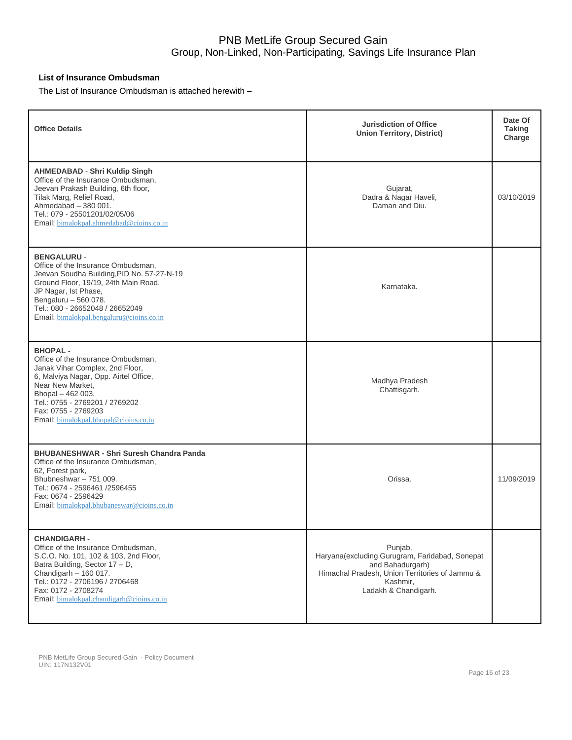**List of Insurance Ombudsman**

The List of Insurance Ombudsman is attached herewith –

| Office Details | Jurisdiction of Office Union Territory, District) | Date Of Taking Charge |
|---|---|---|
| **AHMEDABAD** - **Shri Kuldip Singh**<br>Office of the Insurance Ombudsman,<br>Jeevan Prakash Building, 6th floor,<br>Tilak Marg, Relief Road,<br>Ahmedabad – 380 001.<br>Tel.: 079 - 25501201/02/05/06<br>Email: bimalokpal.ahmedabad@cioins.co.in | Gujarat,<br>Dadra & Nagar Haveli,<br>Daman and Diu. | 03/10/2019 |
| **BENGALURU** -<br>Office of the Insurance Ombudsman,<br>Jeevan Soudha Building,PID No. 57-27-N-19<br>Ground Floor, 19/19, 24th Main Road,<br>JP Nagar, Ist Phase,<br>Bengaluru – 560 078.<br>Tel.: 080 - 26652048 / 26652049<br>Email: bimalokpal.bengaluru@cioins.co.in | Karnataka. | |
| **BHOPAL -**<br>Office of the Insurance Ombudsman,<br>Janak Vihar Complex, 2nd Floor,<br>6, Malviya Nagar, Opp. Airtel Office,<br>Near New Market,<br>Bhopal – 462 003.<br>Tel.: 0755 - 2769201 / 2769202<br>Fax: 0755 - 2769203<br>Email: bimalokpal.bhopal@cioins.co.in | Madhya Pradesh<br>Chattisgarh. | |
| **BHUBANESHWAR - Shri Suresh Chandra Panda**<br>Office of the Insurance Ombudsman,<br>62, Forest park,<br>Bhubneshwar – 751 009.<br>Tel.: 0674 - 2596461 /2596455<br>Fax: 0674 - 2596429<br>Email: bimalokpal.bhubaneswar@cioins.co.in | Orissa. | 11/09/2019 |
| **CHANDIGARH -**<br>Office of the Insurance Ombudsman,<br>S.C.O. No. 101, 102 & 103, 2nd Floor,<br>Batra Building, Sector 17 – D,<br>Chandigarh – 160 017.<br>Tel.: 0172 - 2706196 / 2706468<br>Fax: 0172 - 2708274<br>Email: bimalokpal.chandigarh@cioins.co.in | Punjab,<br>Haryana(excluding Gurugram, Faridabad, Sonepat and Bahadurgarh)<br>Himachal Pradesh, Union Territories of Jammu & Kashmir,<br>Ladakh & Chandigarh. | |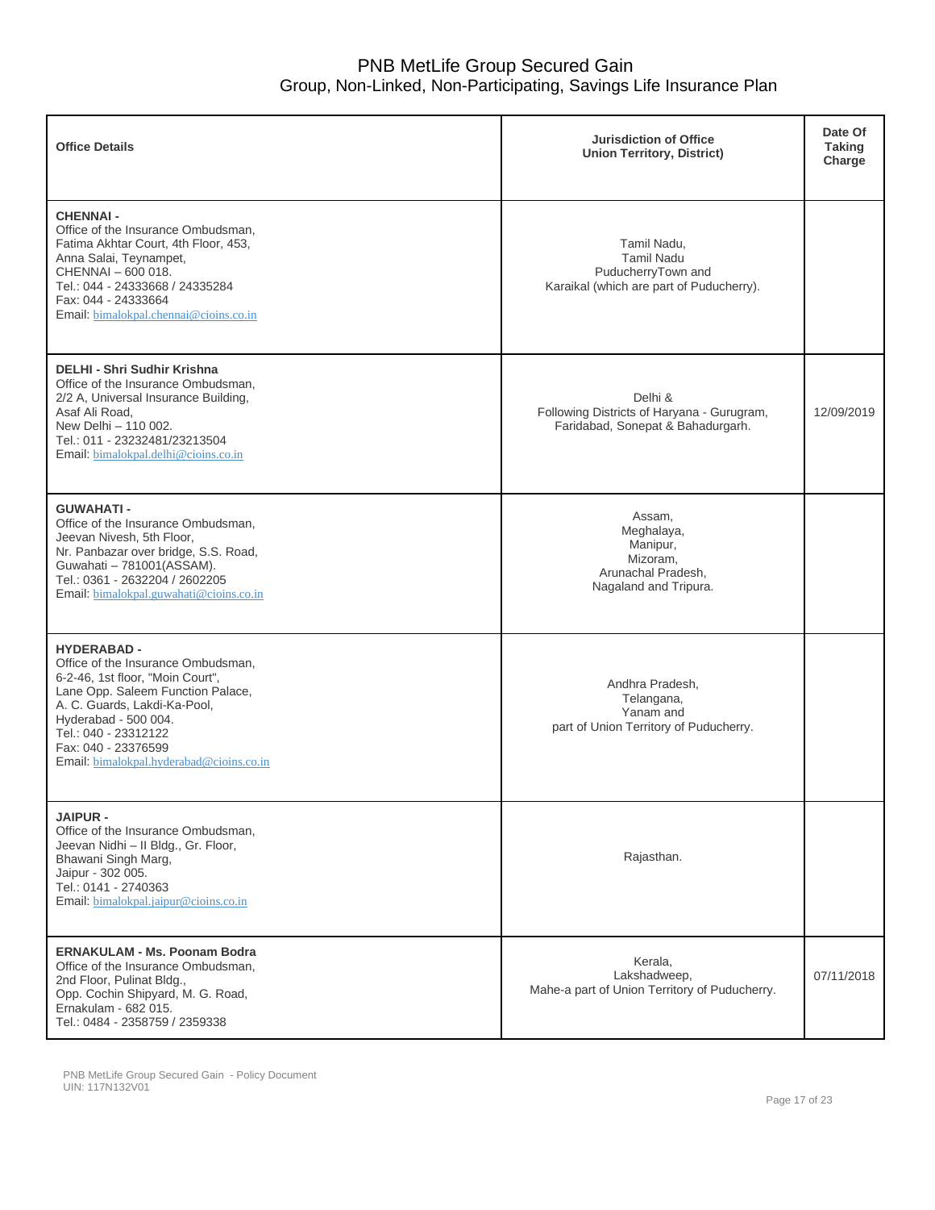| Office Details | Jurisdiction of Office Union Territory, District) | Date Of Taking Charge |
|---|---|---|
| **CHENNAI -**<br>Office of the Insurance Ombudsman,<br>Fatima Akhtar Court, 4th Floor, 453,<br>Anna Salai, Teynampet,<br>CHENNAI – 600 018.<br>Tel.: 044 - 24333668 / 24335284<br>Fax: 044 - 24333664<br>Email: bimalokpal.chennai@cioins.co.in | Tamil Nadu,<br>Tamil Nadu<br>PuducherryTown and<br>Karaikal (which are part of Puducherry). | |
| **DELHI - Shri Sudhir Krishna**<br>Office of the Insurance Ombudsman,<br>2/2 A, Universal Insurance Building,<br>Asaf Ali Road,<br>New Delhi – 110 002.<br>Tel.: 011 - 23232481/23213504<br>Email: bimalokpal.delhi@cioins.co.in | Delhi &<br>Following Districts of Haryana - Gurugram, Faridabad, Sonepat & Bahadurgarh. | 12/09/2019 |
| **GUWAHATI -**<br>Office of the Insurance Ombudsman,<br>Jeevan Nivesh, 5th Floor,<br>Nr. Panbazar over bridge, S.S. Road,<br>Guwahati – 781001(ASSAM).<br>Tel.: 0361 - 2632204 / 2602205<br>Email: bimalokpal.guwahati@cioins.co.in | Assam,<br>Meghalaya,<br>Manipur,<br>Mizoram,<br>Arunachal Pradesh,<br>Nagaland and Tripura. | |
| **HYDERABAD -**<br>Office of the Insurance Ombudsman,<br>6-2-46, 1st floor, "Moin Court",<br>Lane Opp. Saleem Function Palace,<br>A. C. Guards, Lakdi-Ka-Pool,<br>Hyderabad - 500 004.<br>Tel.: 040 - 23312122<br>Fax: 040 - 23376599<br>Email: bimalokpal.hyderabad@cioins.co.in | Andhra Pradesh,<br>Telangana,<br>Yanam and<br>part of Union Territory of Puducherry. | |
| **JAIPUR -**<br>Office of the Insurance Ombudsman,<br>Jeevan Nidhi – II Bldg., Gr. Floor,<br>Bhawani Singh Marg,<br>Jaipur - 302 005.<br>Tel.: 0141 - 2740363<br>Email: bimalokpal.jaipur@cioins.co.in | Rajasthan. | |
| **ERNAKULAM - Ms. Poonam Bodra**<br>Office of the Insurance Ombudsman,<br>2nd Floor, Pulinat Bldg.,<br>Opp. Cochin Shipyard, M. G. Road,<br>Ernakulam - 682 015.<br>Tel.: 0484 - 2358759 / 2359338 | Kerala,<br>Lakshadweep,<br>Mahe-a part of Union Territory of Puducherry. | 07/11/2018 |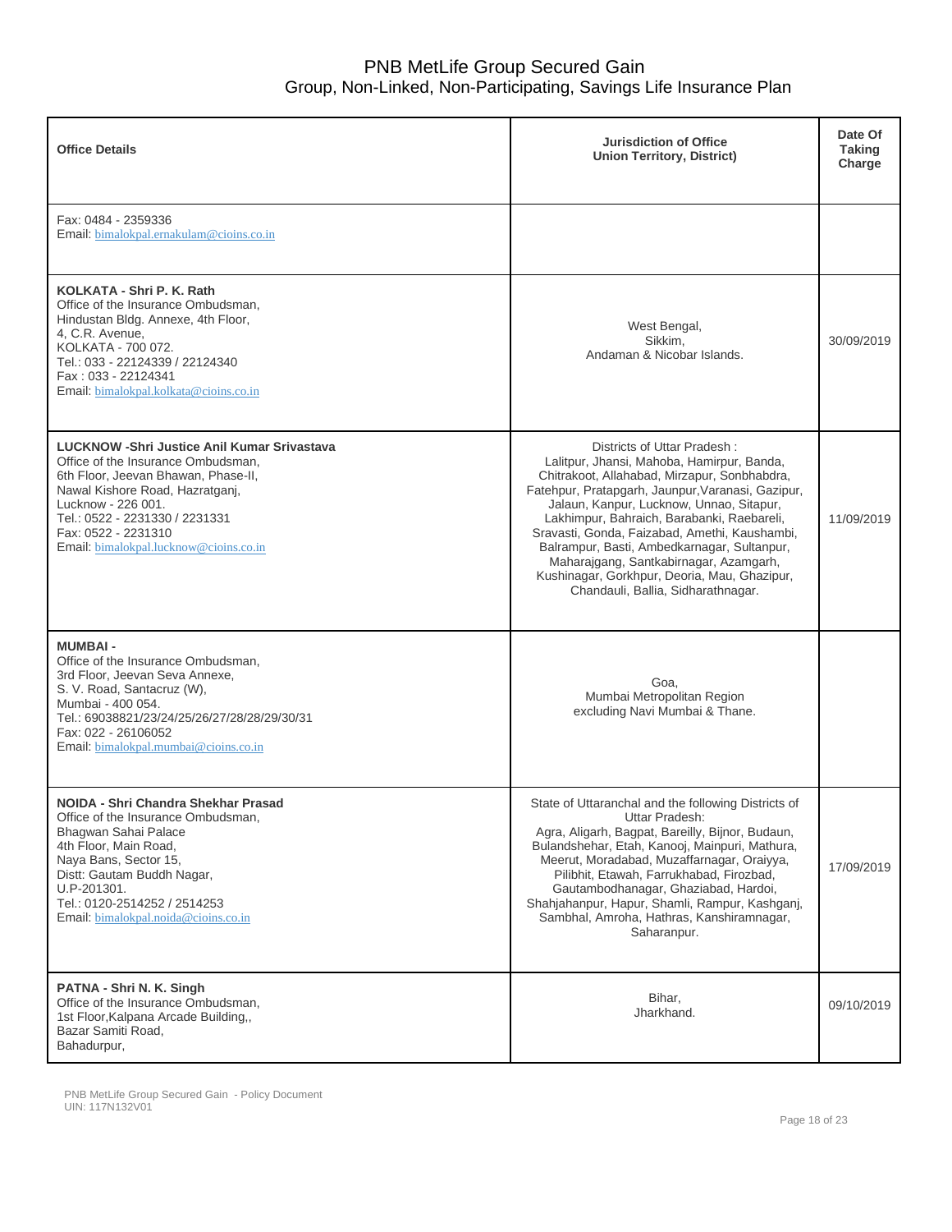| Office Details | Jurisdiction of Office Union Territory, District) | Date Of Taking Charge |
|---|---|---|
| Fax: 0484 - 2359336<br>Email: bimalokpal.ernakulam@cioins.co.in | | |
| **KOLKATA - Shri P. K. Rath**<br>Office of the Insurance Ombudsman,<br>Hindustan Bldg. Annexe, 4th Floor,<br>4, C.R. Avenue,<br>KOLKATA - 700 072.<br>Tel.: 033 - 22124339 / 22124340<br>Fax : 033 - 22124341<br>Email: bimalokpal.kolkata@cioins.co.in | West Bengal,<br>Sikkim,<br>Andaman & Nicobar Islands. | 30/09/2019 |
| **LUCKNOW -Shri Justice Anil Kumar Srivastava**<br>Office of the Insurance Ombudsman,<br>6th Floor, Jeevan Bhawan, Phase-II,<br>Nawal Kishore Road, Hazratganj,<br>Lucknow - 226 001.<br>Tel.: 0522 - 2231330 / 2231331<br>Fax: 0522 - 2231310<br>Email: bimalokpal.lucknow@cioins.co.in | Districts of Uttar Pradesh :<br>Lalitpur, Jhansi, Mahoba, Hamirpur, Banda, Chitrakoot, Allahabad, Mirzapur, Sonbhabdra, Fatehpur, Pratapgarh, Jaunpur,Varanasi, Gazipur, Jalaun, Kanpur, Lucknow, Unnao, Sitapur, Lakhimpur, Bahraich, Barabanki, Raebareli, Sravasti, Gonda, Faizabad, Amethi, Kaushambi, Balrampur, Basti, Ambedkarnagar, Sultanpur, Maharajgang, Santkabirnagar, Azamgarh, Kushinagar, Gorkhpur, Deoria, Mau, Ghazipur, Chandauli, Ballia, Sidharathnagar. | 11/09/2019 |
| **MUMBAI -**<br>Office of the Insurance Ombudsman,<br>3rd Floor, Jeevan Seva Annexe,<br>S. V. Road, Santacruz (W),<br>Mumbai - 400 054.<br>Tel.: 69038821/23/24/25/26/27/28/28/29/30/31<br>Fax: 022 - 26106052<br>Email: bimalokpal.mumbai@cioins.co.in | Goa,<br>Mumbai Metropolitan Region excluding Navi Mumbai & Thane. | |
| **NOIDA - Shri Chandra Shekhar Prasad**<br>Office of the Insurance Ombudsman,<br>Bhagwan Sahai Palace<br>4th Floor, Main Road,<br>Naya Bans, Sector 15,<br>Distt: Gautam Buddh Nagar,<br>U.P-201301.<br>Tel.: 0120-2514252 / 2514253<br>Email: bimalokpal.noida@cioins.co.in | State of Uttaranchal and the following Districts of Uttar Pradesh:<br>Agra, Aligarh, Bagpat, Bareilly, Bijnor, Budaun, Bulandshehar, Etah, Kanooj, Mainpuri, Mathura, Meerut, Moradabad, Muzaffarnagar, Oraiyya, Pilibhit, Etawah, Farrukhabad, Firozbad, Gautambodhanagar, Ghaziabad, Hardoi, Shahjahanpur, Hapur, Shamli, Rampur, Kashganj, Sambhal, Amroha, Hathras, Kanshiramnagar, Saharanpur. | 17/09/2019 |
| **PATNA - Shri N. K. Singh**<br>Office of the Insurance Ombudsman,<br>1st Floor,Kalpana Arcade Building,,<br>Bazar Samiti Road,<br>Bahadurpur, | Bihar,<br>Jharkhand. | 09/10/2019 |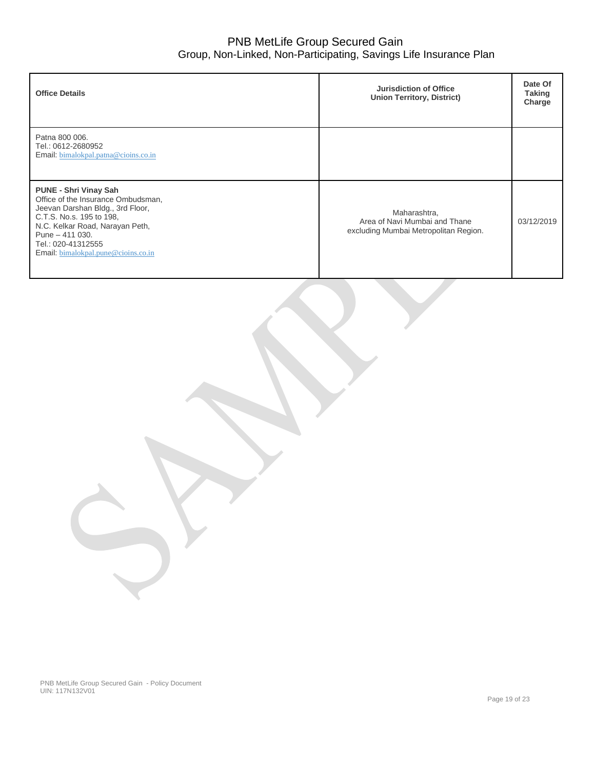| Office Details | Jurisdiction of Office Union Territory, District) | Date Of Taking Charge |
|---|---|---|
| Patna 800 006.<br>Tel.: 0612-2680952<br>Email: bimalokpal.patna@cioins.co.in | | |
| **PUNE - Shri Vinay Sah**<br>Office of the Insurance Ombudsman,<br>Jeevan Darshan Bldg., 3rd Floor,<br>C.T.S. No.s. 195 to 198,<br>N.C. Kelkar Road, Narayan Peth,<br>Pune – 411 030.<br>Tel.: 020-41312555<br>Email: bimalokpal.pune@cioins.co.in | Maharashtra,<br>Area of Navi Mumbai and Thane<br>excluding Mumbai Metropolitan Region. | 03/12/2019 |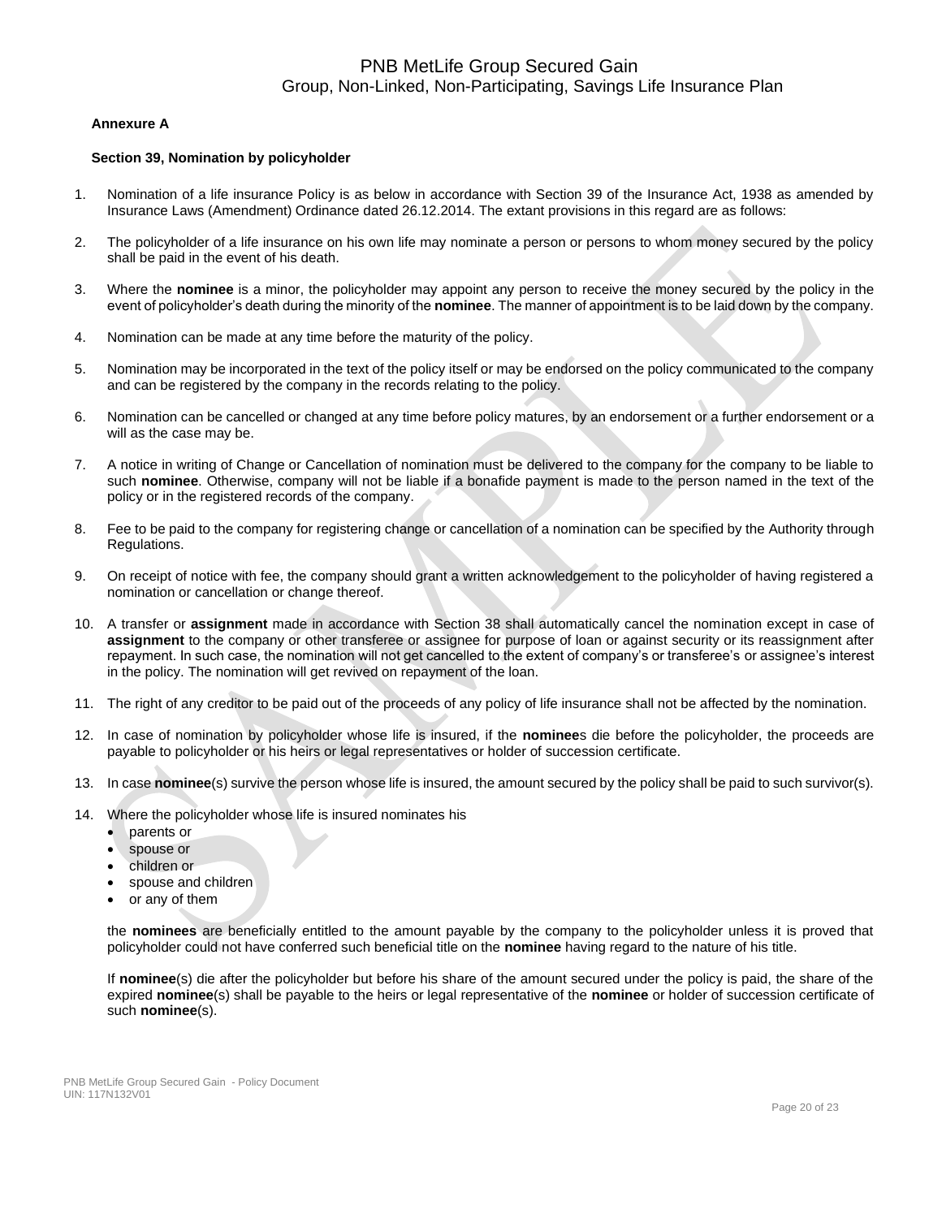**Annexure A**

**Section 39, Nomination by policyholder**

1. Nomination of a life insurance Policy is as below in accordance with Section 39 of the Insurance Act, 1938 as amended by Insurance Laws (Amendment) Ordinance dated 26.12.2014. The extant provisions in this regard are as follows:

2. The policyholder of a life insurance on his own life may nominate a person or persons to whom money secured by the policy shall be paid in the event of his death.

3. Where the **nominee** is a minor, the policyholder may appoint any person to receive the money secured by the policy in the event of policyholder's death during the minority of the **nominee**. The manner of appointment is to be laid down by the company.

4. Nomination can be made at any time before the maturity of the policy.

5. Nomination may be incorporated in the text of the policy itself or may be endorsed on the policy communicated to the company and can be registered by the company in the records relating to the policy.

6. Nomination can be cancelled or changed at any time before policy matures, by an endorsement or a further endorsement or a will as the case may be.

7. A notice in writing of Change or Cancellation of nomination must be delivered to the company for the company to be liable to such **nominee**. Otherwise, company will not be liable if a bonafide payment is made to the person named in the text of the policy or in the registered records of the company.

8. Fee to be paid to the company for registering change or cancellation of a nomination can be specified by the Authority through Regulations.

9. On receipt of notice with fee, the company should grant a written acknowledgement to the policyholder of having registered a nomination or cancellation or change thereof.

10. A transfer or **assignment** made in accordance with Section 38 shall automatically cancel the nomination except in case of **assignment** to the company or other transferee or assignee for purpose of loan or against security or its reassignment after repayment. In such case, the nomination will not get cancelled to the extent of company's or transferee's or assignee's interest in the policy. The nomination will get revived on repayment of the loan.

11. The right of any creditor to be paid out of the proceeds of any policy of life insurance shall not be affected by the nomination.

12. In case of nomination by policyholder whose life is insured, if the **nominee**s die before the policyholder, the proceeds are payable to policyholder or his heirs or legal representatives or holder of succession certificate.

13. In case **nominee**(s) survive the person whose life is insured, the amount secured by the policy shall be paid to such survivor(s).

14. Where the policyholder whose life is insured nominates his
    - parents or
    - spouse or
    - children or
    - spouse and children
    - or any of them

    the **nominees** are beneficially entitled to the amount payable by the company to the policyholder unless it is proved that policyholder could not have conferred such beneficial title on the **nominee** having regard to the nature of his title.

    If **nominee**(s) die after the policyholder but before his share of the amount secured under the policy is paid, the share of the expired **nominee**(s) shall be payable to the heirs or legal representative of the **nominee** or holder of succession certificate of such **nominee**(s).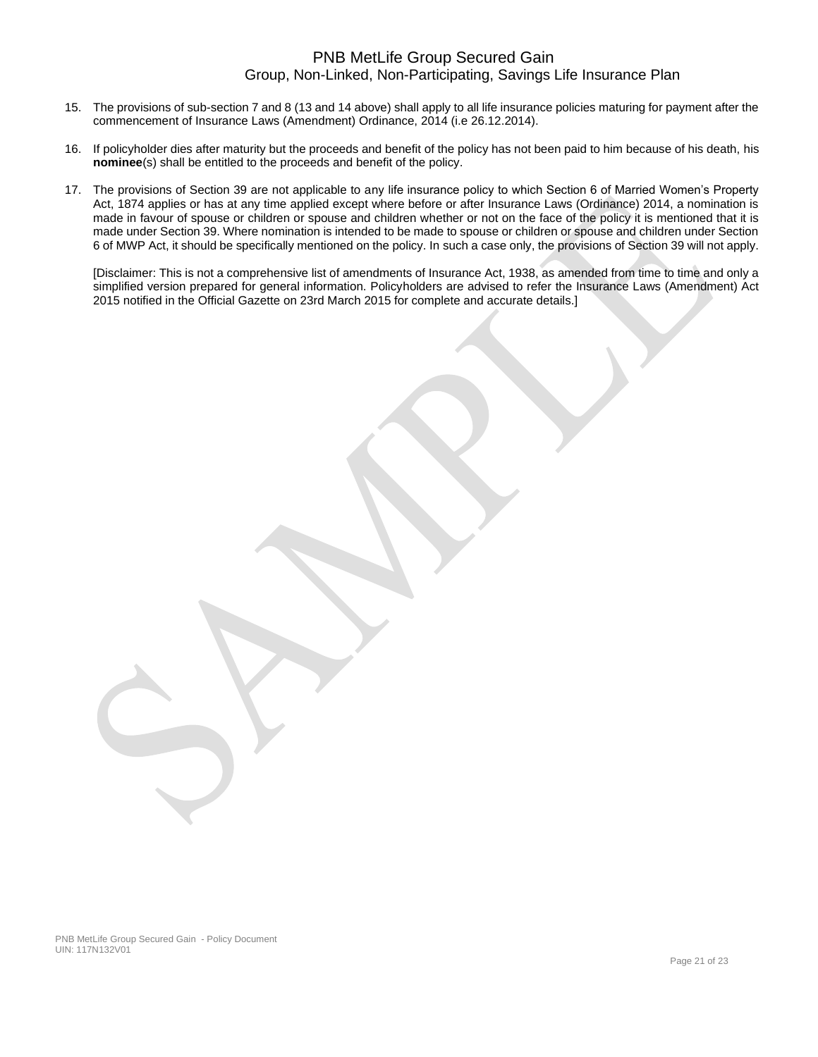15. The provisions of sub-section 7 and 8 (13 and 14 above) shall apply to all life insurance policies maturing for payment after the commencement of Insurance Laws (Amendment) Ordinance, 2014 (i.e 26.12.2014).

16. If policyholder dies after maturity but the proceeds and benefit of the policy has not been paid to him because of his death, his **nominee**(s) shall be entitled to the proceeds and benefit of the policy.

17. The provisions of Section 39 are not applicable to any life insurance policy to which Section 6 of Married Women's Property Act, 1874 applies or has at any time applied except where before or after Insurance Laws (Ordinance) 2014, a nomination is made in favour of spouse or children or spouse and children whether or not on the face of the policy it is mentioned that it is made under Section 39. Where nomination is intended to be made to spouse or children or spouse and children under Section 6 of MWP Act, it should be specifically mentioned on the policy. In such a case only, the provisions of Section 39 will not apply.

    [Disclaimer: This is not a comprehensive list of amendments of Insurance Act, 1938, as amended from time to time and only a simplified version prepared for general information. Policyholders are advised to refer the Insurance Laws (Amendment) Act 2015 notified in the Official Gazette on 23rd March 2015 for complete and accurate details.]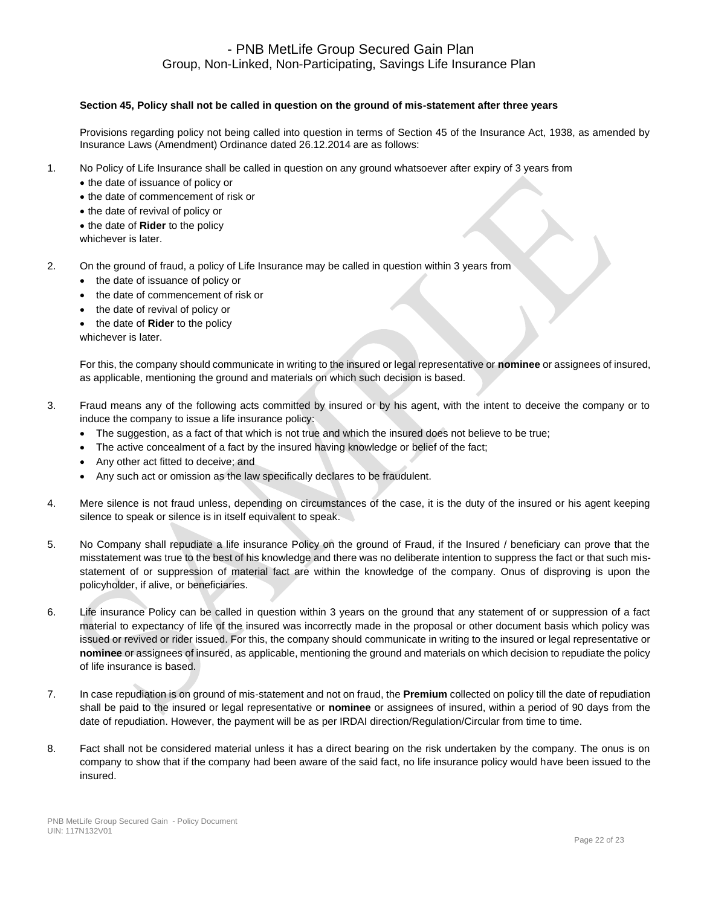**Section 45, Policy shall not be called in question on the ground of mis-statement after three years**

Provisions regarding policy not being called into question in terms of Section 45 of the Insurance Act, 1938, as amended by Insurance Laws (Amendment) Ordinance dated 26.12.2014 are as follows:

1. No Policy of Life Insurance shall be called in question on any ground whatsoever after expiry of 3 years from
   - the date of issuance of policy or
   - the date of commencement of risk or
   - the date of revival of policy or
   - the date of **Rider** to the policy

   whichever is later.

2. On the ground of fraud, a policy of Life Insurance may be called in question within 3 years from
   - the date of issuance of policy or
   - the date of commencement of risk or
   - the date of revival of policy or
   - the date of **Rider** to the policy

   whichever is later.

   For this, the company should communicate in writing to the insured or legal representative or **nominee** or assignees of insured, as applicable, mentioning the ground and materials on which such decision is based.

3. Fraud means any of the following acts committed by insured or by his agent, with the intent to deceive the company or to induce the company to issue a life insurance policy:
   - The suggestion, as a fact of that which is not true and which the insured does not believe to be true;
   - The active concealment of a fact by the insured having knowledge or belief of the fact;
   - Any other act fitted to deceive; and
   - Any such act or omission as the law specifically declares to be fraudulent.

4. Mere silence is not fraud unless, depending on circumstances of the case, it is the duty of the insured or his agent keeping silence to speak or silence is in itself equivalent to speak.

5. No Company shall repudiate a life insurance Policy on the ground of Fraud, if the Insured / beneficiary can prove that the misstatement was true to the best of his knowledge and there was no deliberate intention to suppress the fact or that such mis-statement of or suppression of material fact are within the knowledge of the company. Onus of disproving is upon the policyholder, if alive, or beneficiaries.

6. Life insurance Policy can be called in question within 3 years on the ground that any statement of or suppression of a fact material to expectancy of life of the insured was incorrectly made in the proposal or other document basis which policy was issued or revived or rider issued. For this, the company should communicate in writing to the insured or legal representative or **nominee** or assignees of insured, as applicable, mentioning the ground and materials on which decision to repudiate the policy of life insurance is based.

7. In case repudiation is on ground of mis-statement and not on fraud, the **Premium** collected on policy till the date of repudiation shall be paid to the insured or legal representative or **nominee** or assignees of insured, within a period of 90 days from the date of repudiation. However, the payment will be as per IRDAI direction/Regulation/Circular from time to time.

8. Fact shall not be considered material unless it has a direct bearing on the risk undertaken by the company. The onus is on company to show that if the company had been aware of the said fact, no life insurance policy would have been issued to the insured.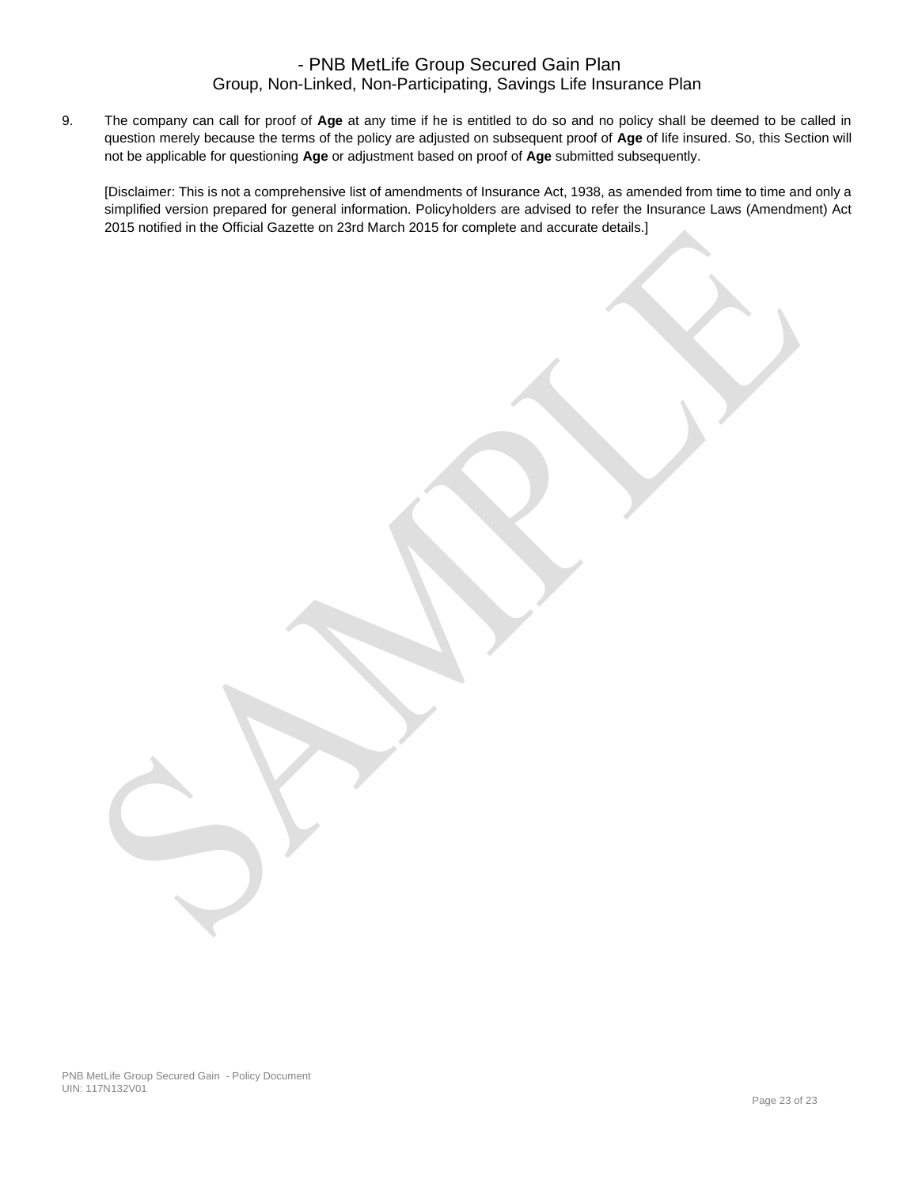9. The company can call for proof of **Age** at any time if he is entitled to do so and no policy shall be deemed to be called in question merely because the terms of the policy are adjusted on subsequent proof of **Age** of life insured. So, this Section will not be applicable for questioning **Age** or adjustment based on proof of **Age** submitted subsequently.

   [Disclaimer: This is not a comprehensive list of amendments of Insurance Act, 1938, as amended from time to time and only a simplified version prepared for general information. Policyholders are advised to refer the Insurance Laws (Amendment) Act 2015 notified in the Official Gazette on 23rd March 2015 for complete and accurate details.]